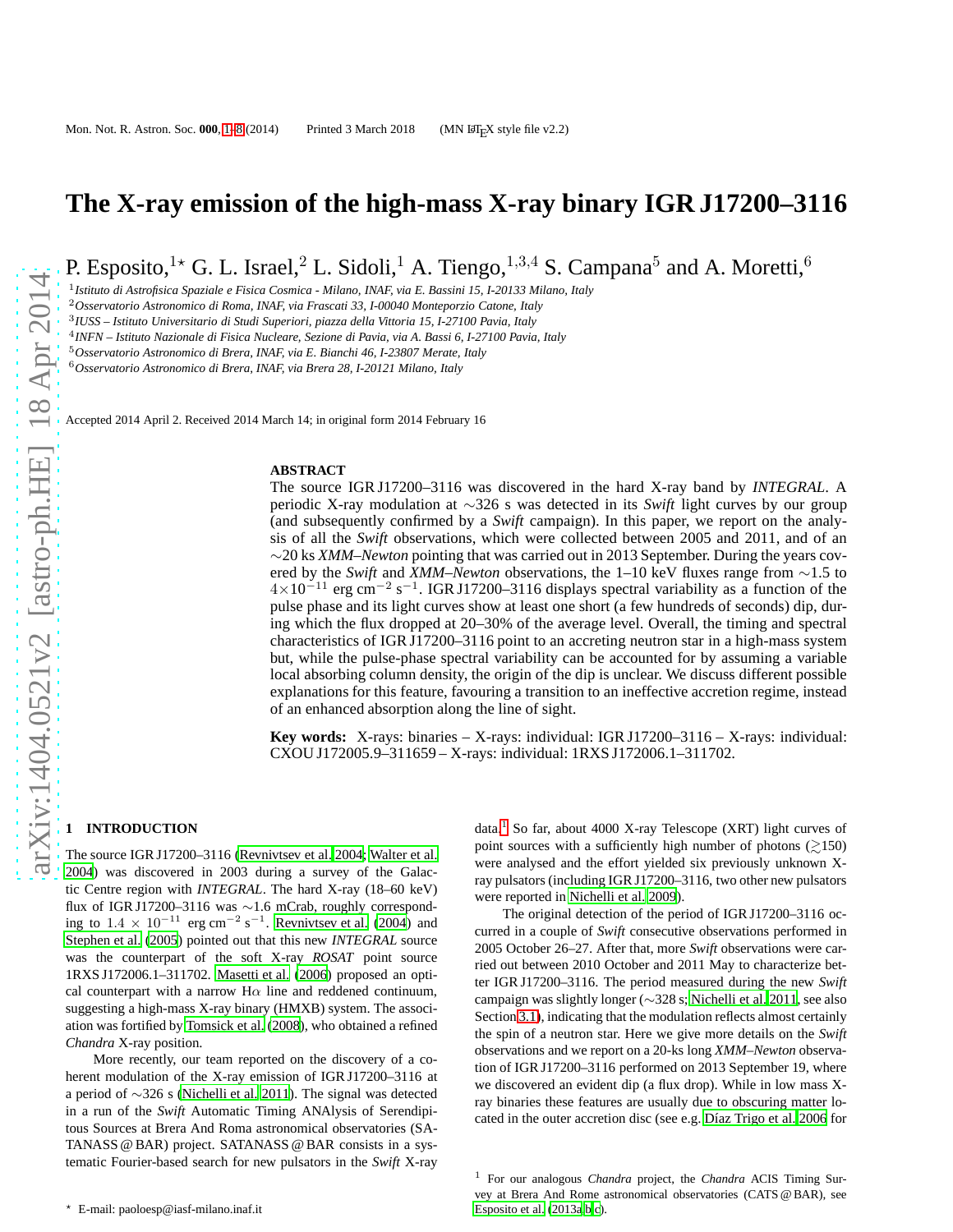# The X-ray emission of the high-mass X-ray binary IGR J17200–3116

P. Esposito,[1⋆] G. L. Israel,[2] L. Sidoli,[1] A. Tiengo,[1,3,4] S. Campana[5] and A. Moretti,[6]

[1] *Istituto di Astrofisica Spaziale e Fisica Cosmica - Milano, INAF, via E. Bassini 15, I-20133 Milano, Italy*
[2] *Osservatorio Astronomico di Roma, INAF, via Frascati 33, I-00040 Monteporzio Catone, Italy*
[3] *IUSS – Istituto Universitario di Studi Superiori, piazza della Vittoria 15, I-27100 Pavia, Italy*
[4] *INFN – Istituto Nazionale di Fisica Nucleare, Sezione di Pavia, via A. Bassi 6, I-27100 Pavia, Italy*
[5] *Osservatorio Astronomico di Brera, INAF, via E. Bianchi 46, I-23807 Merate, Italy*
[6] *Osservatorio Astronomico di Brera, INAF, via Brera 28, I-20121 Milano, Italy*

Accepted 2014 April 2. Received 2014 March 14; in original form 2014 February 16

## ABSTRACT

The source IGR J17200–3116 was discovered in the hard X-ray band by *INTEGRAL*. A periodic X-ray modulation at ∼326 s was detected in its *Swift* light curves by our group (and subsequently confirmed by a *Swift* campaign). In this paper, we report on the analysis of all the *Swift* observations, which were collected between 2005 and 2011, and of an ∼20 ks *XMM–Newton* pointing that was carried out in 2013 September. During the years covered by the *Swift* and *XMM–Newton* observations, the 1–10 keV fluxes range from ∼1.5 to $4\times10^{-11}$ erg cm$^{-2}$ s$^{-1}$. IGR J17200–3116 displays spectral variability as a function of the pulse phase and its light curves show at least one short (a few hundreds of seconds) dip, during which the flux dropped at 20–30% of the average level. Overall, the timing and spectral characteristics of IGR J17200–3116 point to an accreting neutron star in a high-mass system but, while the pulse-phase spectral variability can be accounted for by assuming a variable local absorbing column density, the origin of the dip is unclear. We discuss different possible explanations for this feature, favouring a transition to an ineffective accretion regime, instead of an enhanced absorption along the line of sight.

**Key words:** X-rays: binaries – X-rays: individual: IGR J17200–3116 – X-rays: individual: CXOU J172005.9–311659 – X-rays: individual: 1RXS J172006.1–311702.

## 1 INTRODUCTION

The source IGR J17200–3116 (Revnivtsev et al. 2004; Walter et al. 2004) was discovered in 2003 during a survey of the Galactic Centre region with *INTEGRAL*. The hard X-ray (18–60 keV) flux of IGR J17200–3116 was ∼1.6 mCrab, roughly corresponding to $1.4\times10^{-11}$ erg cm$^{-2}$ s$^{-1}$. Revnivtsev et al. (2004) and Stephen et al. (2005) pointed out that this new *INTEGRAL* source was the counterpart of the soft X-ray *ROSAT* point source 1RXS J172006.1–311702. Masetti et al. (2006) proposed an optical counterpart with a narrow H$\alpha$ line and reddened continuum, suggesting a high-mass X-ray binary (HMXB) system. The association was fortified by Tomsick et al. (2008), who obtained a refined *Chandra* X-ray position.

More recently, our team reported on the discovery of a coherent modulation of the X-ray emission of IGR J17200–3116 at a period of ∼326 s (Nichelli et al. 2011). The signal was detected in a run of the *Swift* Automatic Timing ANAlysis of Serendipitous Sources at Brera And Roma astronomical observatories (SATANASS @ BAR) project. SATANASS @ BAR consists in a systematic Fourier-based search for new pulsators in the *Swift* X-ray data.[1] So far, about 4000 X-ray Telescope (XRT) light curves of point sources with a sufficiently high number of photons ($\gtrsim$150) were analysed and the effort yielded six previously unknown X-ray pulsators (including IGR J17200–3116, two other new pulsators were reported in Nichelli et al. 2009).

The original detection of the period of IGR J17200–3116 occurred in a couple of *Swift* consecutive observations performed in 2005 October 26–27. After that, more *Swift* observations were carried out between 2010 October and 2011 May to characterize better IGR J17200–3116. The period measured during the new *Swift* campaign was slightly longer (∼328 s; Nichelli et al. 2011, see also Section 3.1), indicating that the modulation reflects almost certainly the spin of a neutron star. Here we give more details on the *Swift* observations and we report on a 20-ks long *XMM–Newton* observation of IGR J17200–3116 performed on 2013 September 19, where we discovered an evident dip (a flux drop). While in low mass X-ray binaries these features are usually due to obscuring matter located in the outer accretion disc (see e.g. Díaz Trigo et al. 2006 for

[1] For our analogous *Chandra* project, the *Chandra* ACIS Timing Survey at Brera And Rome astronomical observatories (CATS @ BAR), see Esposito et al. (2013a,b,c).

⋆ E-mail: paoloesp@iasf-milano.inaf.it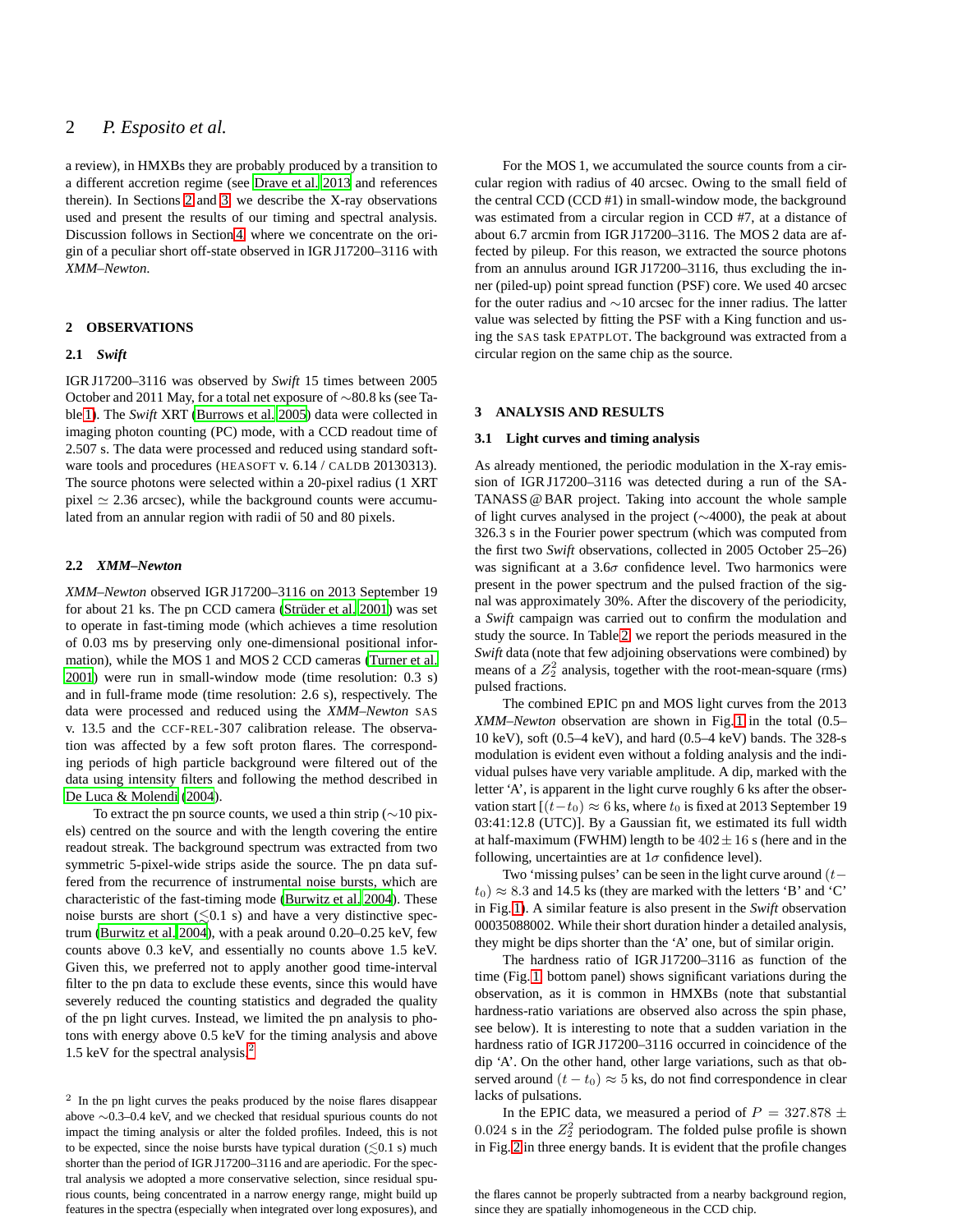a review), in HMXBs they are probably produced by a transition to a different accretion regime (see Drave et al. 2013 and references therein). In Sections 2 and 3 we describe the X-ray observations used and present the results of our timing and spectral analysis. Discussion follows in Section 4, where we concentrate on the origin of a peculiar short off-state observed in IGR J17200–3116 with *XMM–Newton*.

## 2 OBSERVATIONS

### 2.1 *Swift*

IGR J17200–3116 was observed by *Swift* 15 times between 2005 October and 2011 May, for a total net exposure of ∼80.8 ks (see Table 1). The *Swift* XRT (Burrows et al. 2005) data were collected in imaging photon counting (PC) mode, with a CCD readout time of 2.507 s. The data were processed and reduced using standard software tools and procedures (HEASOFT v. 6.14 / CALDB 20130313). The source photons were selected within a 20-pixel radius (1 XRT pixel ≃ 2.36 arcsec), while the background counts were accumulated from an annular region with radii of 50 and 80 pixels.

### 2.2 *XMM–Newton*

*XMM–Newton* observed IGR J17200–3116 on 2013 September 19 for about 21 ks. The pn CCD camera (Strüder et al. 2001) was set to operate in fast-timing mode (which achieves a time resolution of 0.03 ms by preserving only one-dimensional positional information), while the MOS 1 and MOS 2 CCD cameras (Turner et al. 2001) were run in small-window mode (time resolution: 0.3 s) and in full-frame mode (time resolution: 2.6 s), respectively. The data were processed and reduced using the *XMM–Newton* SAS v. 13.5 and the CCF-REL-307 calibration release. The observation was affected by a few soft proton flares. The corresponding periods of high particle background were filtered out of the data using intensity filters and following the method described in De Luca & Molendi (2004).

To extract the pn source counts, we used a thin strip (∼10 pixels) centred on the source and with the length covering the entire readout streak. The background spectrum was extracted from two symmetric 5-pixel-wide strips aside the source. The pn data suffered from the recurrence of instrumental noise bursts, which are characteristic of the fast-timing mode (Burwitz et al. 2004). These noise bursts are short ($\lesssim$0.1 s) and have a very distinctive spectrum (Burwitz et al. 2004), with a peak around 0.20–0.25 keV, few counts above 0.3 keV, and essentially no counts above 1.5 keV. Given this, we preferred not to apply another good time-interval filter to the pn data to exclude these events, since this would have severely reduced the counting statistics and degraded the quality of the pn light curves. Instead, we limited the pn analysis to photons with energy above 0.5 keV for the timing analysis and above 1.5 keV for the spectral analysis.[2]

For the MOS 1, we accumulated the source counts from a circular region with radius of 40 arcsec. Owing to the small field of the central CCD (CCD #1) in small-window mode, the background was estimated from a circular region in CCD #7, at a distance of about 6.7 arcmin from IGR J17200–3116. The MOS 2 data are affected by pileup. For this reason, we extracted the source photons from an annulus around IGR J17200–3116, thus excluding the inner (piled-up) point spread function (PSF) core. We used 40 arcsec for the outer radius and ∼10 arcsec for the inner radius. The latter value was selected by fitting the PSF with a King function and using the SAS task EPATPLOT. The background was extracted from a circular region on the same chip as the source.

## 3 ANALYSIS AND RESULTS

### 3.1 Light curves and timing analysis

As already mentioned, the periodic modulation in the X-ray emission of IGR J17200–3116 was detected during a run of the SATANASS @ BAR project. Taking into account the whole sample of light curves analysed in the project (∼4000), the peak at about 326.3 s in the Fourier power spectrum (which was computed from the first two *Swift* observations, collected in 2005 October 25–26) was significant at a 3.6$\sigma$ confidence level. Two harmonics were present in the power spectrum and the pulsed fraction of the signal was approximately 30%. After the discovery of the periodicity, a *Swift* campaign was carried out to confirm the modulation and study the source. In Table 2 we report the periods measured in the *Swift* data (note that few adjoining observations were combined) by means of a $Z_2^2$ analysis, together with the root-mean-square (rms) pulsed fractions.

The combined EPIC pn and MOS light curves from the 2013 *XMM–Newton* observation are shown in Fig. 1 in the total (0.5–10 keV), soft (0.5–4 keV), and hard (0.5–4 keV) bands. The 328-s modulation is evident even without a folding analysis and the individual pulses have very variable amplitude. A dip, marked with the letter 'A', is apparent in the light curve roughly 6 ks after the observation start [$(t-t_0) \approx 6$ ks, where $t_0$ is fixed at 2013 September 19 03:41:12.8 (UTC)]. By a Gaussian fit, we estimated its full width at half-maximum (FWHM) length to be $402 \pm 16$ s (here and in the following, uncertainties are at 1$\sigma$ confidence level).

Two 'missing pulses' can be seen in the light curve around $(t-t_0) \approx 8.3$ and 14.5 ks (they are marked with the letters 'B' and 'C' in Fig. 1). A similar feature is also present in the *Swift* observation 00035088002. While their short duration hinder a detailed analysis, they might be dips shorter than the 'A' one, but of similar origin.

The hardness ratio of IGR J17200–3116 as function of the time (Fig. 1, bottom panel) shows significant variations during the observation, as it is common in HMXBs (note that substantial hardness-ratio variations are observed also across the spin phase, see below). It is interesting to note that a sudden variation in the hardness ratio of IGR J17200–3116 occurred in coincidence of the dip 'A'. On the other hand, other large variations, such as that observed around $(t-t_0) \approx 5$ ks, do not find correspondence in clear lacks of pulsations.

In the EPIC data, we measured a period of $P = 327.878 \pm 0.024$ s in the $Z_2^2$ periodogram. The folded pulse profile is shown in Fig. 2 in three energy bands. It is evident that the profile changes

[2] In the pn light curves the peaks produced by the noise flares disappear above ∼0.3–0.4 keV, and we checked that residual spurious counts do not impact the timing analysis or alter the folded profiles. Indeed, this is not to be expected, since the noise bursts have typical duration ($\lesssim$0.1 s) much shorter than the period of IGR J17200–3116 and are aperiodic. For the spectral analysis we adopted a more conservative selection, since residual spurious counts, being concentrated in a narrow energy range, might build up features in the spectra (especially when integrated over long exposures), and the flares cannot be properly subtracted from a nearby background region, since they are spatially inhomogeneous in the CCD chip.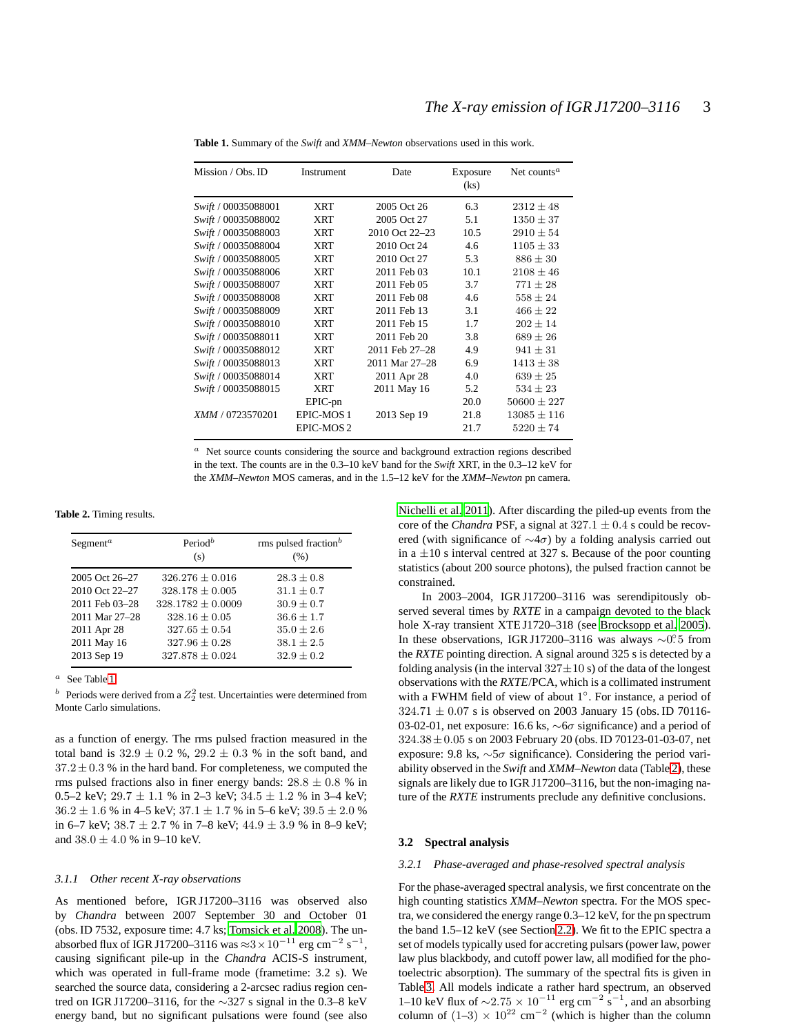**Table 1.** Summary of the *Swift* and *XMM–Newton* observations used in this work.

| Mission / Obs. ID | Instrument | Date | Exposure (ks) | Net counts[a] |
|---|---|---|---|---|
| *Swift* / 00035088001 | XRT | 2005 Oct 26 | 6.3 | $2312 \pm 48$ |
| *Swift* / 00035088002 | XRT | 2005 Oct 27 | 5.1 | $1350 \pm 37$ |
| *Swift* / 00035088003 | XRT | 2010 Oct 22–23 | 10.5 | $2910 \pm 54$ |
| *Swift* / 00035088004 | XRT | 2010 Oct 24 | 4.6 | $1105 \pm 33$ |
| *Swift* / 00035088005 | XRT | 2010 Oct 27 | 5.3 | $886 \pm 30$ |
| *Swift* / 00035088006 | XRT | 2011 Feb 03 | 10.1 | $2108 \pm 46$ |
| *Swift* / 00035088007 | XRT | 2011 Feb 05 | 3.7 | $771 \pm 28$ |
| *Swift* / 00035088008 | XRT | 2011 Feb 08 | 4.6 | $558 \pm 24$ |
| *Swift* / 00035088009 | XRT | 2011 Feb 13 | 3.1 | $466 \pm 22$ |
| *Swift* / 00035088010 | XRT | 2011 Feb 15 | 1.7 | $202 \pm 14$ |
| *Swift* / 00035088011 | XRT | 2011 Feb 20 | 3.8 | $689 \pm 26$ |
| *Swift* / 00035088012 | XRT | 2011 Feb 27–28 | 4.9 | $941 \pm 31$ |
| *Swift* / 00035088013 | XRT | 2011 Mar 27–28 | 6.9 | $1413 \pm 38$ |
| *Swift* / 00035088014 | XRT | 2011 Apr 28 | 4.0 | $639 \pm 25$ |
| *Swift* / 00035088015 | XRT | 2011 May 16 | 5.2 | $534 \pm 23$ |
| | EPIC-pn | | 20.0 | $50600 \pm 227$ |
| *XMM* / 0723570201 | EPIC-MOS 1 | 2013 Sep 19 | 21.8 | $13085 \pm 116$ |
| | EPIC-MOS 2 | | 21.7 | $5220 \pm 74$ |

[a] Net source counts considering the source and background extraction regions described in the text. The counts are in the 0.3–10 keV band for the *Swift* XRT, in the 0.3–12 keV for the *XMM–Newton* MOS cameras, and in the 1.5–12 keV for the *XMM–Newton* pn camera.

**Table 2.** Timing results.

| Segment[a] | Period[b] (s) | rms pulsed fraction[b] (%) |
|---|---|---|
| 2005 Oct 26–27 | $326.276 \pm 0.016$ | $28.3 \pm 0.8$ |
| 2010 Oct 22–27 | $328.178 \pm 0.005$ | $31.1 \pm 0.7$ |
| 2011 Feb 03–28 | $328.1782 \pm 0.0009$ | $30.9 \pm 0.7$ |
| 2011 Mar 27–28 | $328.16 \pm 0.05$ | $36.6 \pm 1.7$ |
| 2011 Apr 28 | $327.65 \pm 0.54$ | $35.0 \pm 2.6$ |
| 2011 May 16 | $327.96 \pm 0.28$ | $38.1 \pm 2.5$ |
| 2013 Sep 19 | $327.878 \pm 0.024$ | $32.9 \pm 0.2$ |

[a] See Table 1.

[b] Periods were derived from a $Z_2^2$ test. Uncertainties were determined from Monte Carlo simulations.

as a function of energy. The rms pulsed fraction measured in the total band is $32.9 \pm 0.2$ %, $29.2 \pm 0.3$ % in the soft band, and $37.2 \pm 0.3$ % in the hard band. For completeness, we computed the rms pulsed fractions also in finer energy bands: $28.8 \pm 0.8$ % in 0.5–2 keV; $29.7 \pm 1.1$ % in 2–3 keV; $34.5 \pm 1.2$ % in 3–4 keV; $36.2 \pm 1.6$ % in 4–5 keV; $37.1 \pm 1.7$ % in 5–6 keV; $39.5 \pm 2.0$ % in 6–7 keV; $38.7 \pm 2.7$ % in 7–8 keV; $44.9 \pm 3.9$ % in 8–9 keV; and $38.0 \pm 4.0$ % in 9–10 keV.

#### 3.1.1 Other recent X-ray observations

As mentioned before, IGR J17200–3116 was observed also by *Chandra* between 2007 September 30 and October 01 (obs. ID 7532, exposure time: 4.7 ks; Tomsick et al. 2008). The unabsorbed flux of IGR J17200–3116 was $\approx 3 \times 10^{-11}$ erg cm$^{-2}$ s$^{-1}$, causing significant pile-up in the *Chandra* ACIS-S instrument, which was operated in full-frame mode (frametime: 3.2 s). We searched the source data, considering a 2-arcsec radius region centred on IGR J17200–3116, for the $\sim$327 s signal in the 0.3–8 keV energy band, but no significant pulsations were found (see also Nichelli et al. 2011). After discarding the piled-up events from the core of the *Chandra* PSF, a signal at $327.1 \pm 0.4$ s could be recovered (with significance of $\sim 4\sigma$) by a folding analysis carried out in a $\pm 10$ s interval centred at 327 s. Because of the poor counting statistics (about 200 source photons), the pulsed fraction cannot be constrained.

In 2003–2004, IGR J17200–3116 was serendipitously observed several times by *RXTE* in a campaign devoted to the black hole X-ray transient XTE J1720–318 (see Brocksopp et al. 2005). In these observations, IGR J17200–3116 was always $\sim 0\fdg5$ from the *RXTE* pointing direction. A signal around 325 s is detected by a folding analysis (in the interval $327 \pm 10$ s) of the data of the longest observations with the *RXTE*/PCA, which is a collimated instrument with a FWHM field of view of about 1°. For instance, a period of $324.71 \pm 0.07$ s is observed on 2003 January 15 (obs. ID 70116-03-02-01, net exposure: 16.6 ks, $\sim 6\sigma$ significance) and a period of $324.38 \pm 0.05$ s on 2003 February 20 (obs. ID 70123-01-03-07, net exposure: 9.8 ks, $\sim 5\sigma$ significance). Considering the period variability observed in the *Swift* and *XMM–Newton* data (Table 2), these signals are likely due to IGR J17200–3116, but the non-imaging nature of the *RXTE* instruments preclude any definitive conclusions.

### 3.2 Spectral analysis

#### 3.2.1 Phase-averaged and phase-resolved spectral analysis

For the phase-averaged spectral analysis, we first concentrate on the high counting statistics *XMM–Newton* spectra. For the MOS spectra, we considered the energy range 0.3–12 keV, for the pn spectrum the band 1.5–12 keV (see Section 2.2). We fit to the EPIC spectra a set of models typically used for accreting pulsars (power law, power law plus blackbody, and cutoff power law, all modified for the photoelectric absorption). The summary of the spectral fits is given in Table 3. All models indicate a rather hard spectrum, an observed 1–10 keV flux of $\sim 2.75 \times 10^{-11}$ erg cm$^{-2}$ s$^{-1}$, and an absorbing column of $(1\text{–}3) \times 10^{22}$ cm$^{-2}$ (which is higher than the column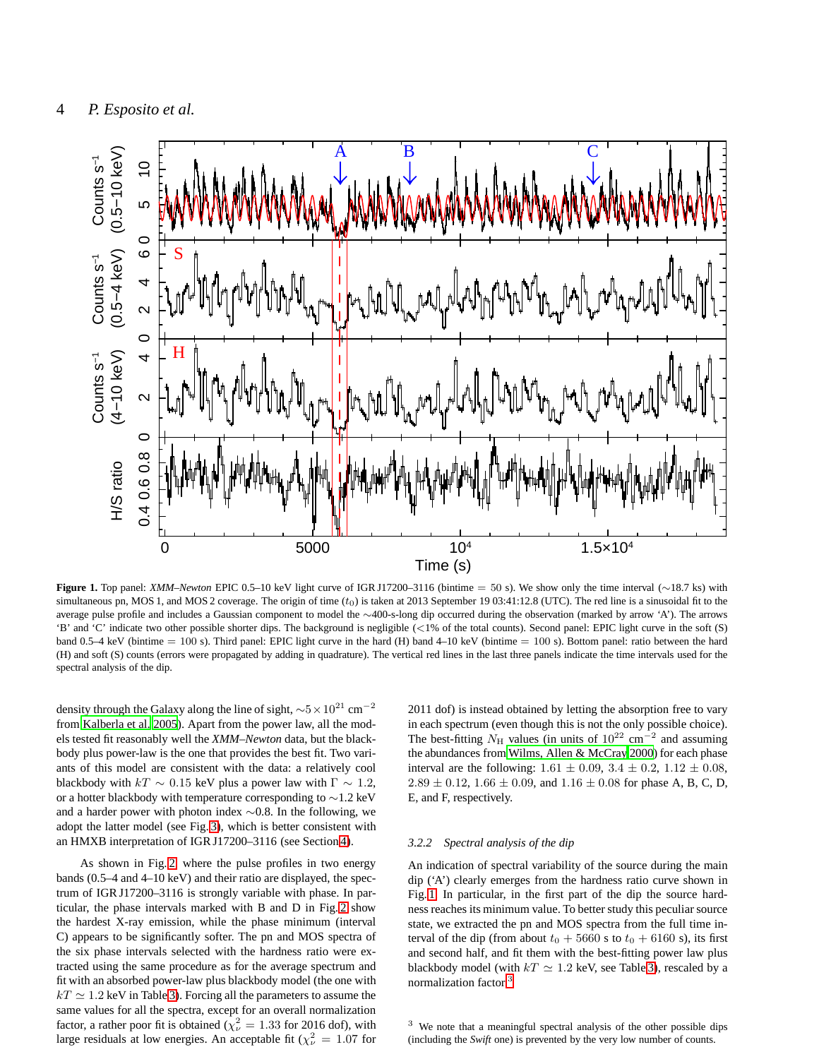**Figure 1.** Top panel: *XMM–Newton* EPIC 0.5–10 keV light curve of IGR J17200–3116 (bintime = 50 s). We show only the time interval (∼18.7 ks) with simultaneous pn, MOS 1, and MOS 2 coverage. The origin of time ($t_0$) is taken at 2013 September 19 03:41:12.8 (UTC). The red line is a sinusoidal fit to the average pulse profile and includes a Gaussian component to model the ∼400-s-long dip occurred during the observation (marked by arrow 'A'). The arrows 'B' and 'C' indicate two other possible shorter dips. The background is negligible (<1% of the total counts). Second panel: EPIC light curve in the soft (S) band 0.5–4 keV (bintime = 100 s). Third panel: EPIC light curve in the hard (H) band 4–10 keV (bintime = 100 s). Bottom panel: ratio between the hard (H) and soft (S) counts (errors were propagated by adding in quadrature). The vertical red lines in the last three panels indicate the time intervals used for the spectral analysis of the dip.

density through the Galaxy along the line of sight, $\sim5\times10^{21}$ cm$^{-2}$ from Kalberla et al. 2005). Apart from the power law, all the models tested fit reasonably well the *XMM–Newton* data, but the blackbody plus power-law is the one that provides the best fit. Two variants of this model are consistent with the data: a relatively cool blackbody with $kT\sim0.15$ keV plus a power law with $\Gamma\sim1.2$, or a hotter blackbody with temperature corresponding to ∼1.2 keV and a harder power with photon index ∼0.8. In the following, we adopt the latter model (see Fig. 3), which is better consistent with an HMXB interpretation of IGR J17200–3116 (see Section 4).

As shown in Fig. 2 where the pulse profiles in two energy bands (0.5–4 and 4–10 keV) and their ratio are displayed, the spectrum of IGR J17200–3116 is strongly variable with phase. In particular, the phase intervals marked with B and D in Fig. 2 show the hardest X-ray emission, while the phase minimum (interval C) appears to be significantly softer. The pn and MOS spectra of the six phase intervals selected with the hardness ratio were extracted using the same procedure as for the average spectrum and fit with an absorbed power-law plus blackbody model (the one with $kT\simeq1.2$ keV in Table 3). Forcing all the parameters to assume the same values for all the spectra, except for an overall normalization factor, a rather poor fit is obtained ($\chi^2_\nu=1.33$ for 2016 dof), with large residuals at low energies. An acceptable fit ($\chi^2_\nu=1.07$ for 2011 dof) is instead obtained by letting the absorption free to vary in each spectrum (even though this is not the only possible choice). The best-fitting $N_{\rm H}$ values (in units of $10^{22}$ cm$^{-2}$ and assuming the abundances from Wilms, Allen & McCray 2000) for each phase interval are the following: $1.61\pm0.09$, $3.4\pm0.2$, $1.12\pm0.08$, $2.89\pm0.12$, $1.66\pm0.09$, and $1.16\pm0.08$ for phase A, B, C, D, E, and F, respectively.

### 3.2.2 Spectral analysis of the dip

An indication of spectral variability of the source during the main dip ('A') clearly emerges from the hardness ratio curve shown in Fig. 1. In particular, in the first part of the dip the source hardness reaches its minimum value. To better study this peculiar source state, we extracted the pn and MOS spectra from the full time interval of the dip (from about $t_0+5660$ s to $t_0+6160$ s), its first and second half, and fit them with the best-fitting power law plus blackbody model (with $kT\simeq1.2$ keV, see Table 3), rescaled by a normalization factor.[3]

[3] We note that a meaningful spectral analysis of the other possible dips (including the *Swift* one) is prevented by the very low number of counts.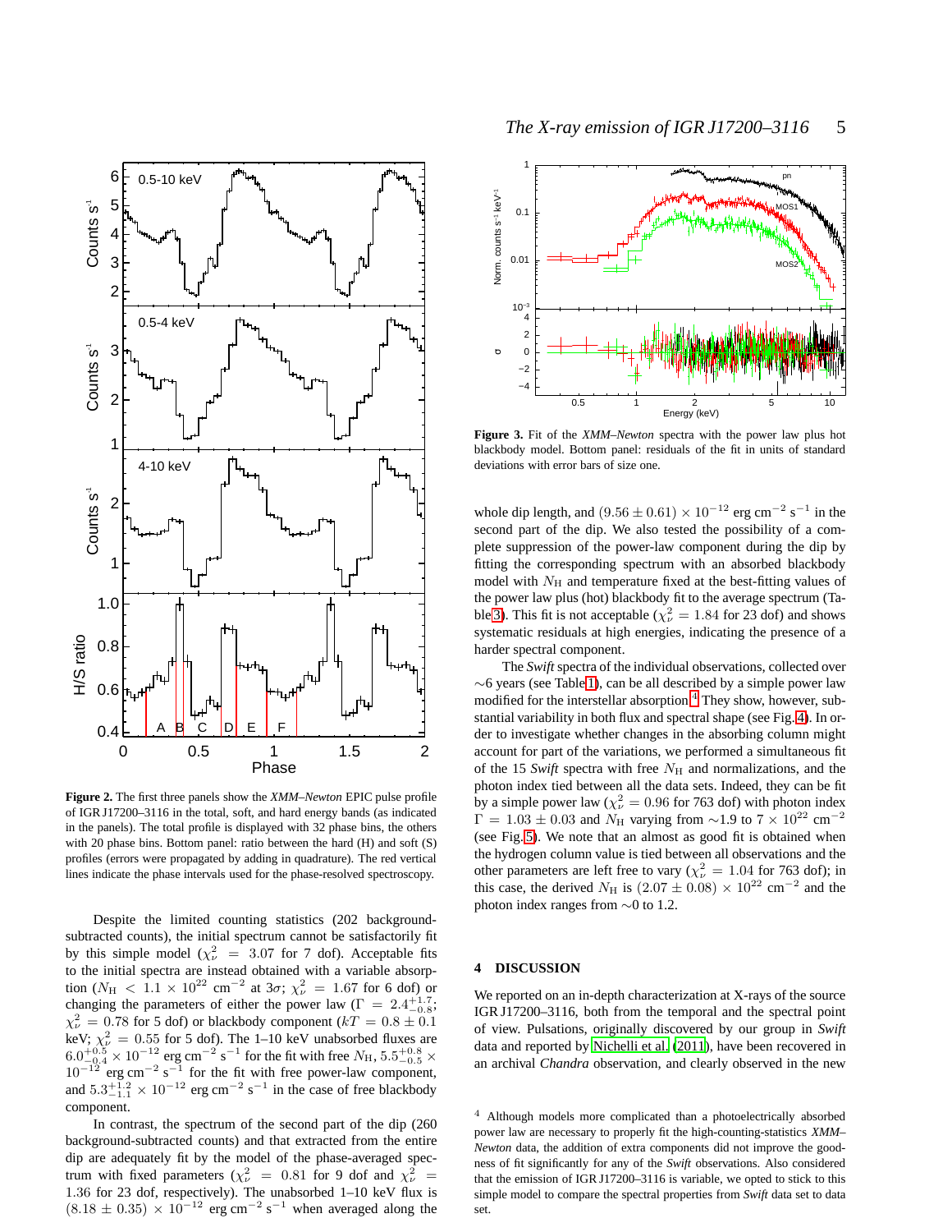**Figure 2.** The first three panels show the *XMM–Newton* EPIC pulse profile of IGR J17200–3116 in the total, soft, and hard energy bands (as indicated in the panels). The total profile is displayed with 32 phase bins, the others with 20 phase bins. Bottom panel: ratio between the hard (H) and soft (S) profiles (errors were propagated by adding in quadrature). The red vertical lines indicate the phase intervals used for the phase-resolved spectroscopy.

Despite the limited counting statistics (202 background-subtracted counts), the initial spectrum cannot be satisfactorily fit by this simple model ($\chi^2_\nu = 3.07$ for 7 dof). Acceptable fits to the initial spectra are instead obtained with a variable absorption ($N_{\rm H} < 1.1 \times 10^{22}$ cm$^{-2}$ at $3\sigma$; $\chi^2_\nu = 1.67$ for 6 dof) or changing the parameters of either the power law ($\Gamma = 2.4^{+1.7}_{-0.8}$; $\chi^2_\nu = 0.78$ for 5 dof) or blackbody component ($kT = 0.8 \pm 0.1$ keV; $\chi^2_\nu = 0.55$ for 5 dof). The 1–10 keV unabsorbed fluxes are $6.0^{+0.5}_{-0.4} \times 10^{-12}$ erg cm$^{-2}$ s$^{-1}$ for the fit with free $N_{\rm H}$, $5.5^{+0.8}_{-0.5} \times 10^{-12}$ erg cm$^{-2}$ s$^{-1}$ for the fit with free power-law component, and $5.3^{+1.2}_{-1.1} \times 10^{-12}$ erg cm$^{-2}$ s$^{-1}$ in the case of free blackbody component.

In contrast, the spectrum of the second part of the dip (260 background-subtracted counts) and that extracted from the entire dip are adequately fit by the model of the phase-averaged spectrum with fixed parameters ($\chi^2_\nu = 0.81$ for 9 dof and $\chi^2_\nu = 1.36$ for 23 dof, respectively). The unabsorbed 1–10 keV flux is $(8.18 \pm 0.35) \times 10^{-12}$ erg cm$^{-2}$ s$^{-1}$ when averaged along the whole dip length, and $(9.56 \pm 0.61) \times 10^{-12}$ erg cm$^{-2}$ s$^{-1}$ in the second part of the dip. We also tested the possibility of a complete suppression of the power-law component during the dip by fitting the corresponding spectrum with an absorbed blackbody model with $N_{\rm H}$ and temperature fixed at the best-fitting values of the power law plus (hot) blackbody fit to the average spectrum (Table 3). This fit is not acceptable ($\chi^2_\nu = 1.84$ for 23 dof) and shows systematic residuals at high energies, indicating the presence of a harder spectral component.

**Figure 3.** Fit of the *XMM–Newton* spectra with the power law plus hot blackbody model. Bottom panel: residuals of the fit in units of standard deviations with error bars of size one.

The *Swift* spectra of the individual observations, collected over ∼6 years (see Table 1), can be all described by a simple power law modified for the interstellar absorption.[4] They show, however, substantial variability in both flux and spectral shape (see Fig. 4). In order to investigate whether changes in the absorbing column might account for part of the variations, we performed a simultaneous fit of the 15 *Swift* spectra with free $N_{\rm H}$ and normalizations, and the photon index tied between all the data sets. Indeed, they can be fit by a simple power law ($\chi^2_\nu = 0.96$ for 763 dof) with photon index $\Gamma = 1.03 \pm 0.03$ and $N_{\rm H}$ varying from ∼1.9 to $7 \times 10^{22}$ cm$^{-2}$ (see Fig. 5). We note that an almost as good fit is obtained when the hydrogen column value is tied between all observations and the other parameters are left free to vary ($\chi^2_\nu = 1.04$ for 763 dof); in this case, the derived $N_{\rm H}$ is $(2.07 \pm 0.08) \times 10^{22}$ cm$^{-2}$ and the photon index ranges from ∼0 to 1.2.

## 4 DISCUSSION

We reported on an in-depth characterization at X-rays of the source IGR J17200–3116, both from the temporal and the spectral point of view. Pulsations, originally discovered by our group in *Swift* data and reported by Nichelli et al. (2011), have been recovered in an archival *Chandra* observation, and clearly observed in the new

[4] Although models more complicated than a photoelectrically absorbed power law are necessary to properly fit the high-counting-statistics *XMM–Newton* data, the addition of extra components did not improve the goodness of fit significantly for any of the *Swift* observations. Also considered that the emission of IGR J17200–3116 is variable, we opted to stick to this simple model to compare the spectral properties from *Swift* data set to data set.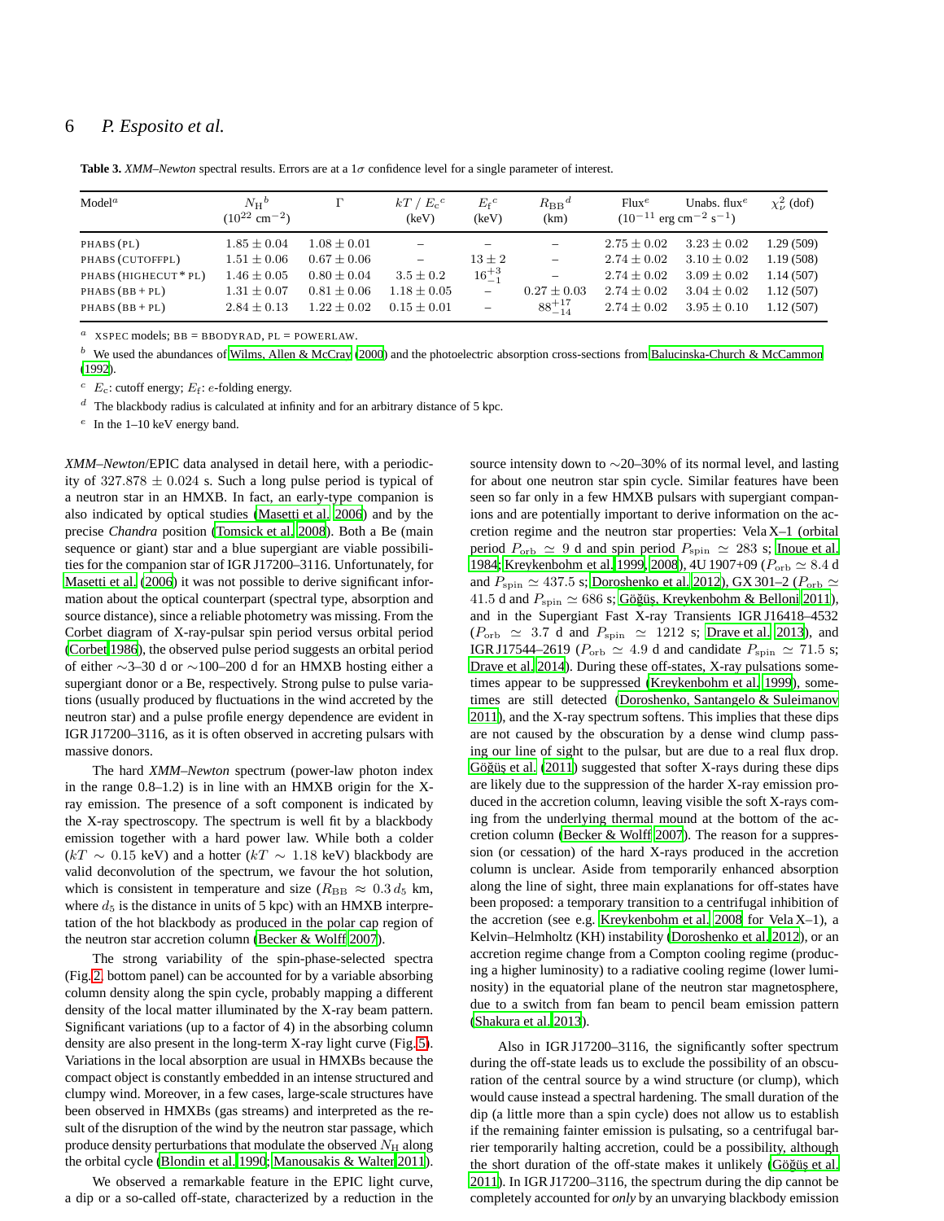**Table 3.** *XMM–Newton* spectral results. Errors are at a 1$\sigma$ confidence level for a single parameter of interest.

| Model[a] | $N_{\rm H}$[b] ($10^{22}$ cm$^{-2}$) | $\Gamma$ | $kT$ / $E_{\rm c}$[c] (keV) | $E_{\rm f}$[c] (keV) | $R_{\rm BB}$[d] (km) | Flux[e] ($10^{-11}$ erg cm$^{-2}$ s$^{-1}$) | Unabs. flux[e] ($10^{-11}$ erg cm$^{-2}$ s$^{-1}$) | $\chi^2_\nu$ (dof) |
|---|---|---|---|---|---|---|---|---|
| PHABS (PL) | $1.85 \pm 0.04$ | $1.08 \pm 0.01$ | – | – | – | $2.75 \pm 0.02$ | $3.23 \pm 0.02$ | 1.29 (509) |
| PHABS (CUTOFFPL) | $1.51 \pm 0.06$ | $0.67 \pm 0.06$ | – | $13 \pm 2$ | – | $2.74 \pm 0.02$ | $3.10 \pm 0.02$ | 1.19 (508) |
| PHABS (HIGHECUT * PL) | $1.46 \pm 0.05$ | $0.80 \pm 0.04$ | $3.5 \pm 0.2$ | $16^{+3}_{-1}$ | – | $2.74 \pm 0.02$ | $3.09 \pm 0.02$ | 1.14 (507) |
| PHABS (BB + PL) | $1.31 \pm 0.07$ | $0.81 \pm 0.06$ | $1.18 \pm 0.05$ | – | $0.27 \pm 0.03$ | $2.74 \pm 0.02$ | $3.04 \pm 0.02$ | 1.12 (507) |
| PHABS (BB + PL) | $2.84 \pm 0.13$ | $1.22 \pm 0.02$ | $0.15 \pm 0.01$ | – | $88^{+17}_{-14}$ | $2.74 \pm 0.02$ | $3.95 \pm 0.10$ | 1.12 (507) |

[a] XSPEC models; BB = BBODYRAD, PL = POWERLAW.

[b] We used the abundances of Wilms, Allen & McCray (2000) and the photoelectric absorption cross-sections from Balucinska-Church & McCammon (1992).

[c] $E_{\rm c}$: cutoff energy; $E_{\rm f}$: $e$-folding energy.

[d] The blackbody radius is calculated at infinity and for an arbitrary distance of 5 kpc.

[e] In the 1–10 keV energy band.

*XMM–Newton*/EPIC data analysed in detail here, with a periodicity of $327.878 \pm 0.024$ s. Such a long pulse period is typical of a neutron star in an HMXB. In fact, an early-type companion is also indicated by optical studies (Masetti et al. 2006) and by the precise *Chandra* position (Tomsick et al. 2008). Both a Be (main sequence or giant) star and a blue supergiant are viable possibilities for the companion star of IGR J17200–3116. Unfortunately, for Masetti et al. (2006) it was not possible to derive significant information about the optical counterpart (spectral type, absorption and source distance), since a reliable photometry was missing. From the Corbet diagram of X-ray-pulsar spin period versus orbital period (Corbet 1986), the observed pulse period suggests an orbital period of either ∼3–30 d or ∼100–200 d for an HMXB hosting either a supergiant donor or a Be, respectively. Strong pulse to pulse variations (usually produced by fluctuations in the wind accreted by the neutron star) and a pulse profile energy dependence are evident in IGR J17200–3116, as it is often observed in accreting pulsars with massive donors.

The hard *XMM–Newton* spectrum (power-law photon index in the range 0.8–1.2) is in line with an HMXB origin for the X-ray emission. The presence of a soft component is indicated by the X-ray spectroscopy. The spectrum is well fit by a blackbody emission together with a hard power law. While both a colder ($kT \sim 0.15$ keV) and a hotter ($kT \sim 1.18$ keV) blackbody are valid deconvolution of the spectrum, we favour the hot solution, which is consistent in temperature and size ($R_{\rm BB} \approx 0.3\,d_5$ km, where $d_5$ is the distance in units of 5 kpc) with an HMXB interpretation of the hot blackbody as produced in the polar cap region of the neutron star accretion column (Becker & Wolff 2007).

The strong variability of the spin-phase-selected spectra (Fig. 2, bottom panel) can be accounted for by a variable absorbing column density along the spin cycle, probably mapping a different density of the local matter illuminated by the X-ray beam pattern. Significant variations (up to a factor of 4) in the absorbing column density are also present in the long-term X-ray light curve (Fig. 5). Variations in the local absorption are usual in HMXBs because the compact object is constantly embedded in an intense structured and clumpy wind. Moreover, in a few cases, large-scale structures have been observed in HMXBs (gas streams) and interpreted as the result of the disruption of the wind by the neutron star passage, which produce density perturbations that modulate the observed $N_{\rm H}$ along the orbital cycle (Blondin et al. 1990; Manousakis & Walter 2011).

We observed a remarkable feature in the EPIC light curve, a dip or a so-called off-state, characterized by a reduction in the source intensity down to ∼20–30% of its normal level, and lasting for about one neutron star spin cycle. Similar features have been seen so far only in a few HMXB pulsars with supergiant companions and are potentially important to derive information on the accretion regime and the neutron star properties: Vela X–1 (orbital period $P_{\rm orb} \simeq 9$ d and spin period $P_{\rm spin} \simeq 283$ s; Inoue et al. 1984; Kreykenbohm et al. 1999, 2008), 4U 1907+09 ($P_{\rm orb} \simeq 8.4$ d and $P_{\rm spin} \simeq 437.5$ s; Doroshenko et al. 2012), GX 301–2 ($P_{\rm orb} \simeq 41.5$ d and $P_{\rm spin} \simeq 686$ s; Göğüş, Kreykenbohm & Belloni 2011), and in the Supergiant Fast X-ray Transients IGR J16418–4532 ($P_{\rm orb} \simeq 3.7$ d and $P_{\rm spin} \simeq 1212$ s; Drave et al. 2013), and IGR J17544–2619 ($P_{\rm orb} \simeq 4.9$ d and candidate $P_{\rm spin} \simeq 71.5$ s; Drave et al. 2014). During these off-states, X-ray pulsations sometimes appear to be suppressed (Kreykenbohm et al. 1999), sometimes are still detected (Doroshenko, Santangelo & Suleimanov 2011), and the X-ray spectrum softens. This implies that these dips are not caused by the obscuration by a dense wind clump passing our line of sight to the pulsar, but are due to a real flux drop. Göğüş et al. (2011) suggested that softer X-rays during these dips are likely due to the suppression of the harder X-ray emission produced in the accretion column, leaving visible the soft X-rays coming from the underlying thermal mound at the bottom of the accretion column (Becker & Wolff 2007). The reason for a suppression (or cessation) of the hard X-rays produced in the accretion column is unclear. Aside from temporarily enhanced absorption along the line of sight, three main explanations for off-states have been proposed: a temporary transition to a centrifugal inhibition of the accretion (see e.g. Kreykenbohm et al. 2008 for Vela X–1), a Kelvin–Helmholtz (KH) instability (Doroshenko et al. 2012), or an accretion regime change from a Compton cooling regime (producing a higher luminosity) to a radiative cooling regime (lower luminosity) in the equatorial plane of the neutron star magnetosphere, due to a switch from fan beam to pencil beam emission pattern (Shakura et al. 2013).

Also in IGR J17200–3116, the significantly softer spectrum during the off-state leads us to exclude the possibility of an obscuration of the central source by a wind structure (or clump), which would cause instead a spectral hardening. The small duration of the dip (a little more than a spin cycle) does not allow us to establish if the remaining fainter emission is pulsating, so a centrifugal barrier temporarily halting accretion, could be a possibility, although the short duration of the off-state makes it unlikely (Göğüş et al. 2011). In IGR J17200–3116, the spectrum during the dip cannot be completely accounted for *only* by an unvarying blackbody emission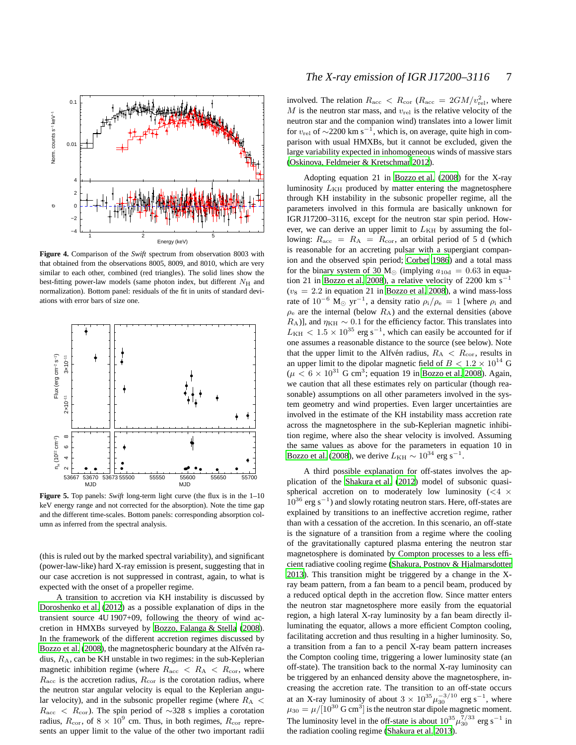**Figure 4.** Comparison of the *Swift* spectrum from observation 8003 with that obtained from the observations 8005, 8009, and 8010, which are very similar to each other, combined (red triangles). The solid lines show the best-fitting power-law models (same photon index, but different $N_{\rm H}$ and normalization). Bottom panel: residuals of the fit in units of standard deviations with error bars of size one.

**Figure 5.** Top panels: *Swift* long-term light curve (the flux is in the 1–10 keV energy range and not corrected for the absorption). Note the time gap and the different time-scales. Bottom panels: corresponding absorption column as inferred from the spectral analysis.

(this is ruled out by the marked spectral variability), and significant (power-law-like) hard X-ray emission is present, suggesting that in our case accretion is not suppressed in contrast, again, to what is expected with the onset of a propeller regime.

A transition to accretion via KH instability is discussed by Doroshenko et al. (2012) as a possible explanation of dips in the transient source 4U 1907+09, following the theory of wind accretion in HMXBs surveyed by Bozzo, Falanga & Stella (2008). In the framework of the different accretion regimes discussed by Bozzo et al. (2008), the magnetospheric boundary at the Alfvén radius, $R_{\rm A}$, can be KH unstable in two regimes: in the sub-Keplerian magnetic inhibition regime (where $R_{\rm acc} < R_{\rm A} < R_{\rm cor}$, where $R_{\rm acc}$ is the accretion radius, $R_{\rm cor}$ is the corotation radius, where the neutron star angular velocity is equal to the Keplerian angular velocity), and in the subsonic propeller regime (where $R_{\rm A} < R_{\rm acc} < R_{\rm cor}$). The spin period of ∼328 s implies a corotation radius, $R_{\rm cor}$, of $8 \times 10^{9}$ cm. Thus, in both regimes, $R_{\rm cor}$ represents an upper limit to the value of the other two important radii involved. The relation $R_{\rm acc} < R_{\rm cor}$ ($R_{\rm acc} = 2GM/v_{\rm rel}^2$, where $M$ is the neutron star mass, and $v_{\rm rel}$ is the relative velocity of the neutron star and the companion wind) translates into a lower limit for $v_{\rm rel}$ of ∼2200 km s$^{-1}$, which is, on average, quite high in comparison with usual HMXBs, but it cannot be excluded, given the large variability expected in inhomogeneous winds of massive stars (Oskinova, Feldmeier & Kretschmar 2012).

Adopting equation 21 in Bozzo et al. (2008) for the X-ray luminosity $L_{\rm KH}$ produced by matter entering the magnetosphere through KH instability in the subsonic propeller regime, all the parameters involved in this formula are basically unknown for IGR J17200–3116, except for the neutron star spin period. However, we can derive an upper limit to $L_{\rm KH}$ by assuming the following: $R_{\rm acc} = R_{\rm A} = R_{\rm cor}$, an orbital period of 5 d (which is reasonable for an accreting pulsar with a supergiant companion and the observed spin period; Corbet 1986) and a total mass for the binary system of 30 M$_{\odot}$ (implying $a_{\rm 10d} = 0.63$ in equation 21 in Bozzo et al. 2008), a relative velocity of 2200 km s$^{-1}$ ($v_8 = 2.2$ in equation 21 in Bozzo et al. 2008), a wind mass-loss rate of $10^{-6}$ M$_{\odot}$ yr$^{-1}$, a density ratio $\rho_{\rm i}/\rho_{\rm e} = 1$ [where $\rho_{\rm i}$ and $\rho_{\rm e}$ are the internal (below $R_{\rm A}$) and the external densities (above $R_{\rm A}$)], and $\eta_{\rm KH} \sim 0.1$ for the efficiency factor. This translates into $L_{\rm KH} < 1.5 \times 10^{35}$ erg s$^{-1}$, which can easily be accounted for if one assumes a reasonable distance to the source (see below). Note that the upper limit to the Alfvén radius, $R_{\rm A} < R_{\rm cor}$, results in an upper limit to the dipolar magnetic field of $B < 1.2 \times 10^{14}$ G ($\mu < 6 \times 10^{31}$ G cm$^3$; equation 19 in Bozzo et al. 2008). Again, we caution that all these estimates rely on particular (though reasonable) assumptions on all other parameters involved in the system geometry and wind properties. Even larger uncertainties are involved in the estimate of the KH instability mass accretion rate across the magnetosphere in the sub-Keplerian magnetic inhibition regime, where also the shear velocity is involved. Assuming the same values as above for the parameters in equation 10 in Bozzo et al. (2008), we derive $L_{\rm KH} \sim 10^{34}$ erg s$^{-1}$.

A third possible explanation for off-states involves the application of the Shakura et al. (2012) model of subsonic quasi-spherical accretion on to moderately low luminosity ($<4 \times 10^{36}$ erg s$^{-1}$) and slowly rotating neutron stars. Here, off-states are explained by transitions to an ineffective accretion regime, rather than with a cessation of the accretion. In this scenario, an off-state is the signature of a transition from a regime where the cooling of the gravitationally captured plasma entering the neutron star magnetosphere is dominated by Compton processes to a less efficient radiative cooling regime (Shakura, Postnov & Hjalmarsdotter 2013). This transition might be triggered by a change in the X-ray beam pattern, from a fan beam to a pencil beam, produced by a reduced optical depth in the accretion flow. Since matter enters the neutron star magnetosphere more easily from the equatorial region, a high lateral X-ray luminosity by a fan beam directly illuminating the equator, allows a more efficient Compton cooling, facilitating accretion and thus resulting in a higher luminosity. So, a transition from a fan to a pencil X-ray beam pattern increases the Compton cooling time, triggering a lower luminosity state (an off-state). The transition back to the normal X-ray luminosity can be triggered by an enhanced density above the magnetosphere, increasing the accretion rate. The transition to an off-state occurs at an X-ray luminosity of about $3 \times 10^{35} \mu_{30}^{-3/10}$ erg s$^{-1}$, where $\mu_{30} = \mu/[10^{30}$ G cm$^3]$ is the neutron star dipole magnetic moment. The luminosity level in the off-state is about $10^{35} \mu_{30}^{7/33}$ erg s$^{-1}$ in the radiation cooling regime (Shakura et al. 2013).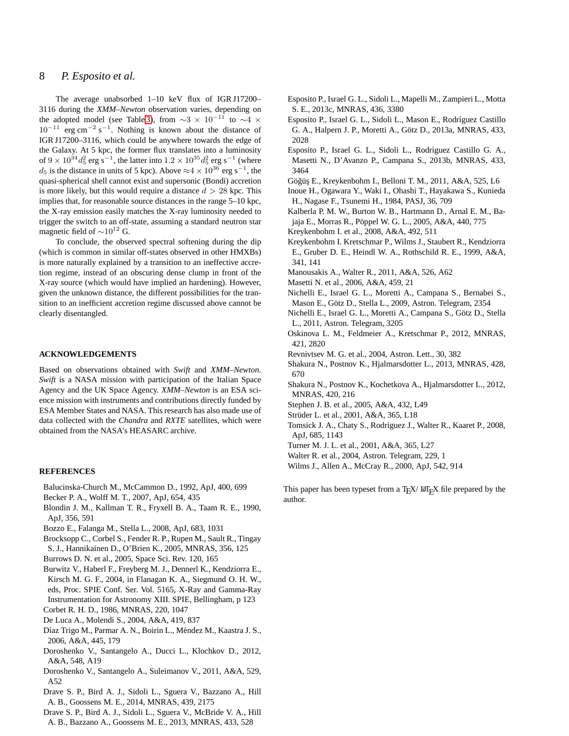The average unabsorbed 1–10 keV flux of IGR J17200–3116 during the *XMM–Newton* observation varies, depending on the adopted model (see Table 3), from $\sim 3 \times 10^{-11}$ to $\sim 4 \times 10^{-11}$ erg cm$^{-2}$ s$^{-1}$. Nothing is known about the distance of IGR J17200–3116, which could be anywhere towards the edge of the Galaxy. At 5 kpc, the former flux translates into a luminosity of $9 \times 10^{34} d_5^2$ erg s$^{-1}$, the latter into $1.2 \times 10^{35} d_5^2$ erg s$^{-1}$ (where $d_5$ is the distance in units of 5 kpc). Above $\approx 4 \times 10^{36}$ erg s$^{-1}$, the quasi-spherical shell cannot exist and supersonic (Bondi) accretion is more likely, but this would require a distance $d > 28$ kpc. This implies that, for reasonable source distances in the range 5–10 kpc, the X-ray emission easily matches the X-ray luminosity needed to trigger the switch to an off-state, assuming a standard neutron star magnetic field of $\sim 10^{12}$ G.

To conclude, the observed spectral softening during the dip (which is common in similar off-states observed in other HMXBs) is more naturally explained by a transition to an ineffective accretion regime, instead of an obscuring dense clump in front of the X-ray source (which would have implied an hardening). However, given the unknown distance, the different possibilities for the transition to an inefficient accretion regime discussed above cannot be clearly disentangled.

## ACKNOWLEDGEMENTS

Based on observations obtained with *Swift* and *XMM–Newton*. *Swift* is a NASA mission with participation of the Italian Space Agency and the UK Space Agency. *XMM–Newton* is an ESA science mission with instruments and contributions directly funded by ESA Member States and NASA. This research has also made use of data collected with the *Chandra* and *RXTE* satellites, which were obtained from the NASA's HEASARC archive.

## REFERENCES

Balucinska-Church M., McCammon D., 1992, ApJ, 400, 699
Becker P. A., Wolff M. T., 2007, ApJ, 654, 435
Blondin J. M., Kallman T. R., Fryxell B. A., Taam R. E., 1990, ApJ, 356, 591
Bozzo E., Falanga M., Stella L., 2008, ApJ, 683, 1031
Brocksopp C., Corbel S., Fender R. P., Rupen M., Sault R., Tingay S. J., Hannikainen D., O'Brien K., 2005, MNRAS, 356, 125
Burrows D. N. et al., 2005, Space Sci. Rev. 120, 165
Burwitz V., Haberl F., Freyberg M. J., Dennerl K., Kendziorra E., Kirsch M. G. F., 2004, in Flanagan K. A., Siegmund O. H. W., eds, Proc. SPIE Conf. Ser. Vol. 5165, X-Ray and Gamma-Ray Instrumentation for Astronomy XIII. SPIE, Bellingham, p 123
Corbet R. H. D., 1986, MNRAS, 220, 1047
De Luca A., Molendi S., 2004, A&A, 419, 837
Díaz Trigo M., Parmar A. N., Boirin L., Méndez M., Kaastra J. S., 2006, A&A, 445, 179
Doroshenko V., Santangelo A., Ducci L., Klochkov D., 2012, A&A, 548, A19
Doroshenko V., Santangelo A., Suleimanov V., 2011, A&A, 529, A52
Drave S. P., Bird A. J., Sidoli L., Sguera V., Bazzano A., Hill A. B., Goossens M. E., 2014, MNRAS, 439, 2175
Drave S. P., Bird A. J., Sidoli L., Sguera V., McBride V. A., Hill A. B., Bazzano A., Goossens M. E., 2013, MNRAS, 433, 528
Esposito P., Israel G. L., Sidoli L., Mapelli M., Zampieri L., Motta S. E., 2013c, MNRAS, 436, 3380
Esposito P., Israel G. L., Sidoli L., Mason E., Rodríguez Castillo G. A., Halpern J. P., Moretti A., Götz D., 2013a, MNRAS, 433, 2028
Esposito P., Israel G. L., Sidoli L., Rodríguez Castillo G. A., Masetti N., D'Avanzo P., Campana S., 2013b, MNRAS, 433, 3464
Göğüş E., Kreykenbohm I., Belloni T. M., 2011, A&A, 525, L6
Inoue H., Ogawara Y., Waki I., Ohashi T., Hayakawa S., Kunieda H., Nagase F., Tsunemi H., 1984, PASJ, 36, 709
Kalberla P. M. W., Burton W. B., Hartmann D., Arnal E. M., Bajaja E., Morras R., Pöppel W. G. L., 2005, A&A, 440, 775
Kreykenbohm I. et al., 2008, A&A, 492, 511
Kreykenbohm I. Kretschmar P., Wilms J., Staubert R., Kendziorra E., Gruber D. E., Heindl W. A., Rothschild R. E., 1999, A&A, 341, 141
Manousakis A., Walter R., 2011, A&A, 526, A62
Masetti N. et al., 2006, A&A, 459, 21
Nichelli E., Israel G. L., Moretti A., Campana S., Bernabei S., Mason E., Götz D., Stella L., 2009, Astron. Telegram, 2354
Nichelli E., Israel G. L., Moretti A., Campana S., Götz D., Stella L., 2011, Astron. Telegram, 3205
Oskinova L. M., Feldmeier A., Kretschmar P., 2012, MNRAS, 421, 2820
Revnivtsev M. G. et al., 2004, Astron. Lett., 30, 382
Shakura N., Postnov K., Hjalmarsdotter L., 2013, MNRAS, 428, 670
Shakura N., Postnov K., Kochetkova A., Hjalmarsdotter L., 2012, MNRAS, 420, 216
Stephen J. B. et al., 2005, A&A, 432, L49
Strüder L. et al., 2001, A&A, 365, L18
Tomsick J. A., Chaty S., Rodriguez J., Walter R., Kaaret P., 2008, ApJ, 685, 1143
Turner M. J. L. et al., 2001, A&A, 365, L27
Walter R. et al., 2004, Astron. Telegram, 229, 1
Wilms J., Allen A., McCray R., 2000, ApJ, 542, 914

This paper has been typeset from a TEX/ LATEX file prepared by the author.